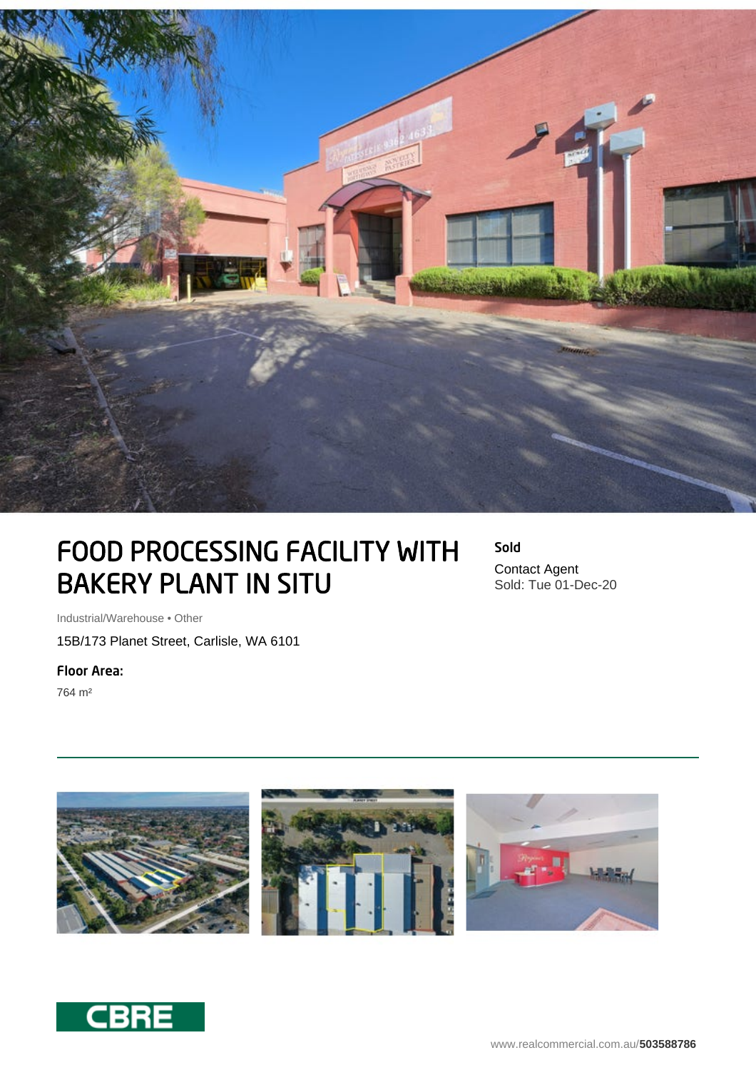# FOOD PROCESSING FACILITY WITH BAKERY PLANT IN SITU

**Sold**

Contact Agent
Sold: Tue 01-Dec-20

Industrial/Warehouse • Other

15B/173 Planet Street, Carlisle, WA 6101

**Floor Area:**

764 m²

CBRE

www.realcommercial.com.au/**503588786**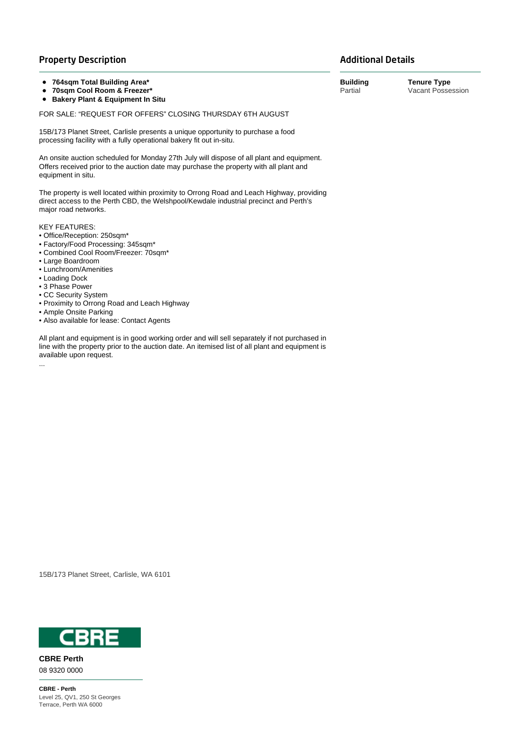## Property Description

- **764sqm Total Building Area***
- **70sqm Cool Room & Freezer***
- **Bakery Plant & Equipment In Situ**

FOR SALE: "REQUEST FOR OFFERS" CLOSING THURSDAY 6TH AUGUST

15B/173 Planet Street, Carlisle presents a unique opportunity to purchase a food processing facility with a fully operational bakery fit out in-situ.

An onsite auction scheduled for Monday 27th July will dispose of all plant and equipment. Offers received prior to the auction date may purchase the property with all plant and equipment in situ.

The property is well located within proximity to Orrong Road and Leach Highway, providing direct access to the Perth CBD, the Welshpool/Kewdale industrial precinct and Perth's major road networks.

KEY FEATURES:
• Office/Reception: 250sqm*
• Factory/Food Processing: 345sqm*
• Combined Cool Room/Freezer: 70sqm*
• Large Boardroom
• Lunchroom/Amenities
• Loading Dock
• 3 Phase Power
• CC Security System
• Proximity to Orrong Road and Leach Highway
• Ample Onsite Parking
• Also available for lease: Contact Agents

All plant and equipment is in good working order and will sell separately if not purchased in line with the property prior to the auction date. An itemised list of all plant and equipment is available upon request.

...

## Additional Details

| Building | Tenure Type |
|---|---|
| Partial | Vacant Possession |

15B/173 Planet Street, Carlisle, WA 6101

CBRE

**CBRE Perth**
08 9320 0000

**CBRE - Perth**
Level 25, QV1, 250 St Georges Terrace, Perth WA 6000